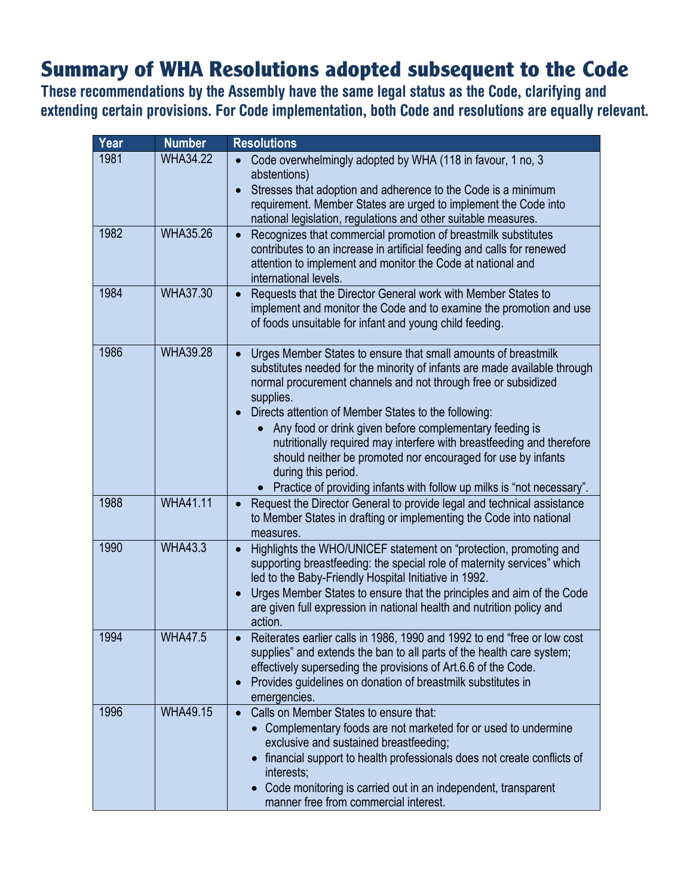# Summary of WHA Resolutions adopted subsequent to the Code

**These recommendations by the Assembly have the same legal status as the Code, clarifying and extending certain provisions. For Code implementation, both Code and resolutions are equally relevant.**

| Year | Number | Resolutions |
|---|---|---|
| 1981 | WHA34.22 | • Code overwhelmingly adopted by WHA (118 in favour, 1 no, 3 abstentions)<br>• Stresses that adoption and adherence to the Code is a minimum requirement. Member States are urged to implement the Code into national legislation, regulations and other suitable measures. |
| 1982 | WHA35.26 | • Recognizes that commercial promotion of breastmilk substitutes contributes to an increase in artificial feeding and calls for renewed attention to implement and monitor the Code at national and international levels. |
| 1984 | WHA37.30 | • Requests that the Director General work with Member States to implement and monitor the Code and to examine the promotion and use of foods unsuitable for infant and young child feeding. |
| 1986 | WHA39.28 | • Urges Member States to ensure that small amounts of breastmilk substitutes needed for the minority of infants are made available through normal procurement channels and not through free or subsidized supplies.<br>• Directs attention of Member States to the following:<br>&nbsp;&nbsp;• Any food or drink given before complementary feeding is nutritionally required may interfere with breastfeeding and therefore should neither be promoted nor encouraged for use by infants during this period.<br>&nbsp;&nbsp;• Practice of providing infants with follow up milks is "not necessary". |
| 1988 | WHA41.11 | • Request the Director General to provide legal and technical assistance to Member States in drafting or implementing the Code into national measures. |
| 1990 | WHA43.3 | • Highlights the WHO/UNICEF statement on "protection, promoting and supporting breastfeeding: the special role of maternity services" which led to the Baby-Friendly Hospital Initiative in 1992.<br>• Urges Member States to ensure that the principles and aim of the Code are given full expression in national health and nutrition policy and action. |
| 1994 | WHA47.5 | • Reiterates earlier calls in 1986, 1990 and 1992 to end "free or low cost supplies" and extends the ban to all parts of the health care system; effectively superseding the provisions of Art.6.6 of the Code.<br>• Provides guidelines on donation of breastmilk substitutes in emergencies. |
| 1996 | WHA49.15 | • Calls on Member States to ensure that:<br>&nbsp;&nbsp;• Complementary foods are not marketed for or used to undermine exclusive and sustained breastfeeding;<br>&nbsp;&nbsp;• financial support to health professionals does not create conflicts of interests;<br>&nbsp;&nbsp;• Code monitoring is carried out in an independent, transparent manner free from commercial interest. |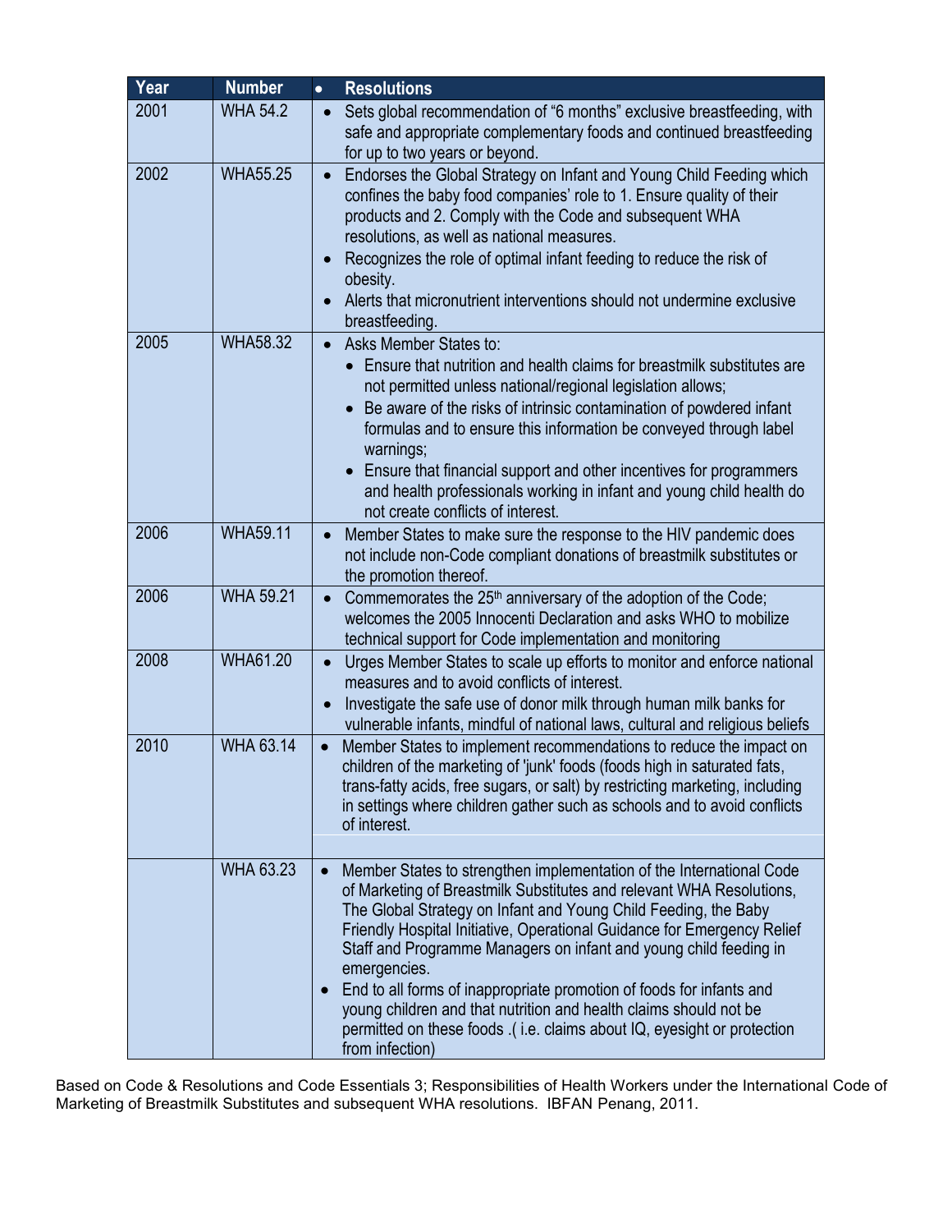| Year | Number | Resolutions |
|---|---|---|
| 2001 | WHA 54.2 | • Sets global recommendation of "6 months" exclusive breastfeeding, with safe and appropriate complementary foods and continued breastfeeding for up to two years or beyond. |
| 2002 | WHA55.25 | • Endorses the Global Strategy on Infant and Young Child Feeding which confines the baby food companies' role to 1. Ensure quality of their products and 2. Comply with the Code and subsequent WHA resolutions, as well as national measures.<br>• Recognizes the role of optimal infant feeding to reduce the risk of obesity.<br>• Alerts that micronutrient interventions should not undermine exclusive breastfeeding. |
| 2005 | WHA58.32 | • Asks Member States to:<br>• Ensure that nutrition and health claims for breastmilk substitutes are not permitted unless national/regional legislation allows;<br>• Be aware of the risks of intrinsic contamination of powdered infant formulas and to ensure this information be conveyed through label warnings;<br>• Ensure that financial support and other incentives for programmers and health professionals working in infant and young child health do not create conflicts of interest. |
| 2006 | WHA59.11 | • Member States to make sure the response to the HIV pandemic does not include non-Code compliant donations of breastmilk substitutes or the promotion thereof. |
| 2006 | WHA 59.21 | • Commemorates the 25th anniversary of the adoption of the Code; welcomes the 2005 Innocenti Declaration and asks WHO to mobilize technical support for Code implementation and monitoring |
| 2008 | WHA61.20 | • Urges Member States to scale up efforts to monitor and enforce national measures and to avoid conflicts of interest.<br>• Investigate the safe use of donor milk through human milk banks for vulnerable infants, mindful of national laws, cultural and religious beliefs |
| 2010 | WHA 63.14 | • Member States to implement recommendations to reduce the impact on children of the marketing of 'junk' foods (foods high in saturated fats, trans-fatty acids, free sugars, or salt) by restricting marketing, including in settings where children gather such as schools and to avoid conflicts of interest. |
| | WHA 63.23 | • Member States to strengthen implementation of the International Code of Marketing of Breastmilk Substitutes and relevant WHA Resolutions, The Global Strategy on Infant and Young Child Feeding, the Baby Friendly Hospital Initiative, Operational Guidance for Emergency Relief Staff and Programme Managers on infant and young child feeding in emergencies.<br>• End to all forms of inappropriate promotion of foods for infants and young children and that nutrition and health claims should not be permitted on these foods .( i.e. claims about IQ, eyesight or protection from infection) |

Based on Code & Resolutions and Code Essentials 3; Responsibilities of Health Workers under the International Code of Marketing of Breastmilk Substitutes and subsequent WHA resolutions. IBFAN Penang, 2011.